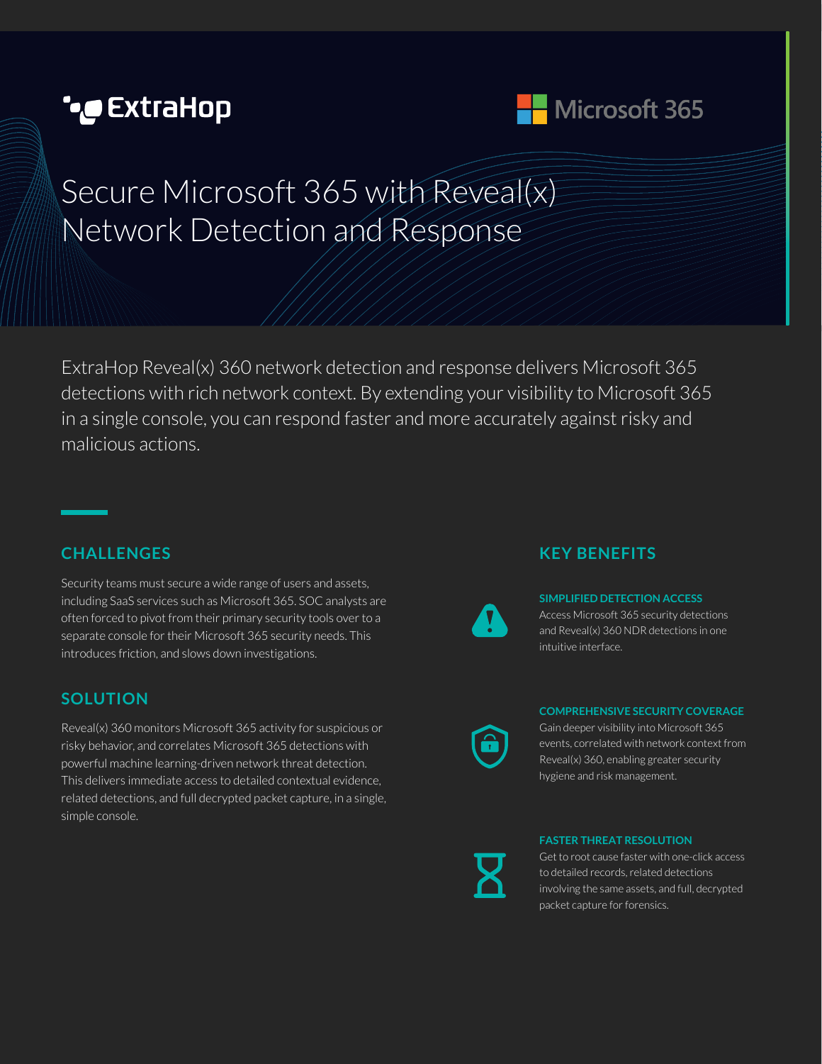ExtraHop

Microsoft 365

# Secure Microsoft 365 with Reveal(x) Network Detection and Response

ExtraHop Reveal(x) 360 network detection and response delivers Microsoft 365 detections with rich network context. By extending your visibility to Microsoft 365 in a single console, you can respond faster and more accurately against risky and malicious actions.

## CHALLENGES

Security teams must secure a wide range of users and assets, including SaaS services such as Microsoft 365. SOC analysts are often forced to pivot from their primary security tools over to a separate console for their Microsoft 365 security needs. This introduces friction, and slows down investigations.

## SOLUTION

Reveal(x) 360 monitors Microsoft 365 activity for suspicious or risky behavior, and correlates Microsoft 365 detections with powerful machine learning-driven network threat detection. This delivers immediate access to detailed contextual evidence, related detections, and full decrypted packet capture, in a single, simple console.

## KEY BENEFITS

### SIMPLIFIED DETECTION ACCESS

Access Microsoft 365 security detections and Reveal(x) 360 NDR detections in one intuitive interface.

### COMPREHENSIVE SECURITY COVERAGE

Gain deeper visibility into Microsoft 365 events, correlated with network context from Reveal(x) 360, enabling greater security hygiene and risk management.

### FASTER THREAT RESOLUTION

Get to root cause faster with one-click access to detailed records, related detections involving the same assets, and full, decrypted packet capture for forensics.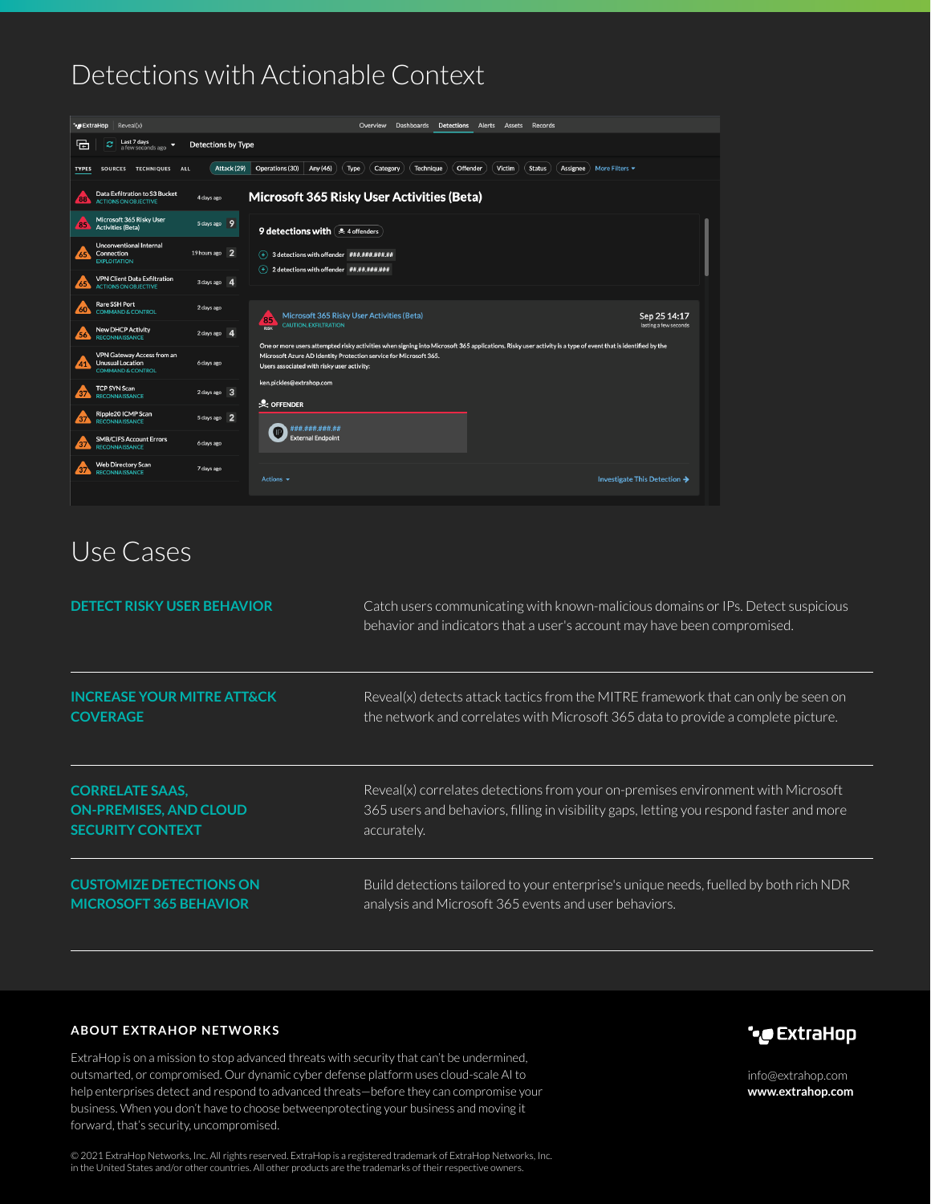# Detections with Actionable Context

# Use Cases

**DETECT RISKY USER BEHAVIOR**

Catch users communicating with known-malicious domains or IPs. Detect suspicious behavior and indicators that a user's account may have been compromised.

**INCREASE YOUR MITRE ATT&CK COVERAGE**

Reveal(x) detects attack tactics from the MITRE framework that can only be seen on the network and correlates with Microsoft 365 data to provide a complete picture.

**CORRELATE SAAS, ON-PREMISES, AND CLOUD SECURITY CONTEXT**

Reveal(x) correlates detections from your on-premises environment with Microsoft 365 users and behaviors, filling in visibility gaps, letting you respond faster and more accurately.

**CUSTOMIZE DETECTIONS ON MICROSOFT 365 BEHAVIOR**

Build detections tailored to your enterprise's unique needs, fuelled by both rich NDR analysis and Microsoft 365 events and user behaviors.

## ABOUT EXTRAHOP NETWORKS

ExtraHop is on a mission to stop advanced threats with security that can't be undermined, outsmarted, or compromised. Our dynamic cyber defense platform uses cloud-scale AI to help enterprises detect and respond to advanced threats—before they can compromise your business. When you don't have to choose betweenprotecting your business and moving it forward, that's security, uncompromised.

ExtraHop

info@extrahop.com
**www.extrahop.com**

© 2021 ExtraHop Networks, Inc. All rights reserved. ExtraHop is a registered trademark of ExtraHop Networks, Inc. in the United States and/or other countries. All other products are the trademarks of their respective owners.